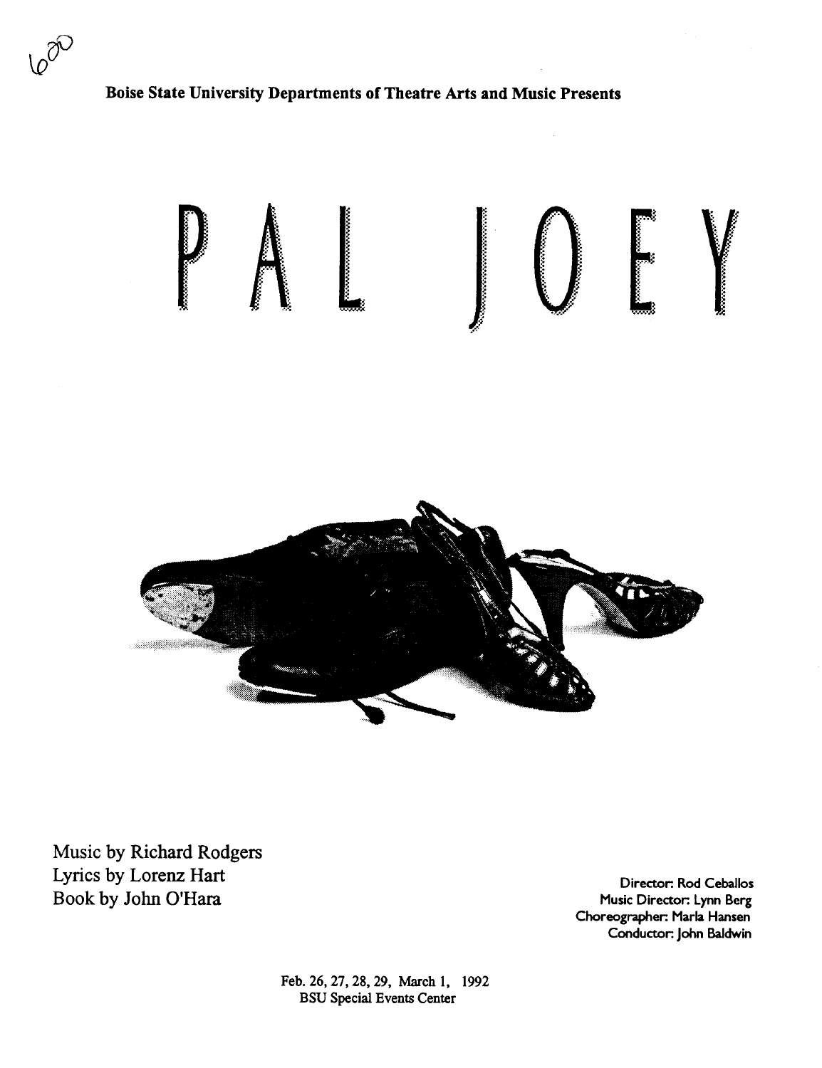600

Boise State University Departments of Theatre Arts and Music Presents

# PAL JOEY

Music by Richard Rodgers
Lyrics by Lorenz Hart
Book by John O'Hara

Director: Rod Ceballos
Music Director: Lynn Berg
Choreographer: Marla Hansen
Conductor: John Baldwin

Feb. 26, 27, 28, 29, March 1, 1992
BSU Special Events Center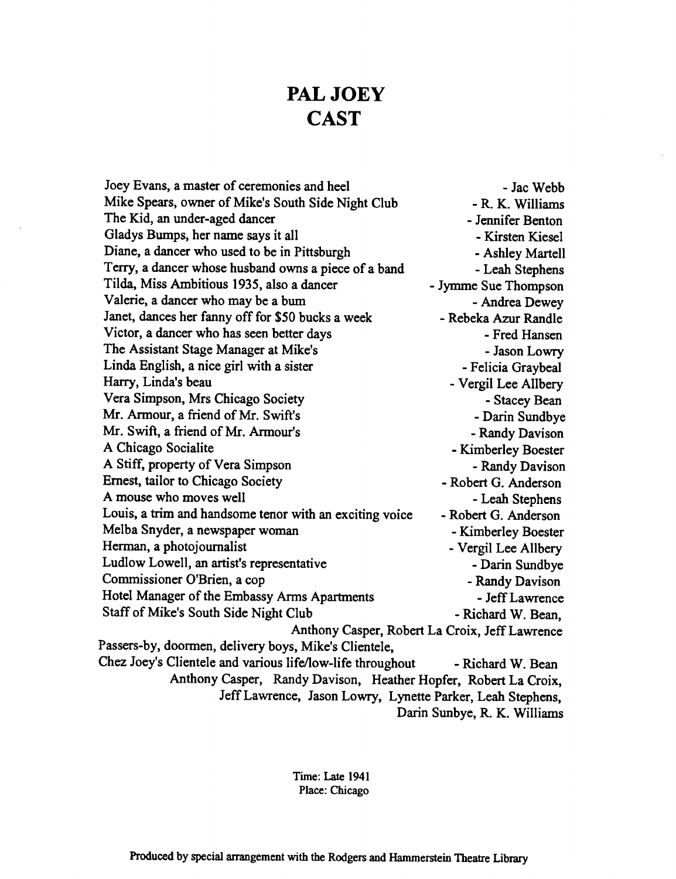# PAL JOEY
# CAST

Joey Evans, a master of ceremonies and heel - Jac Webb
Mike Spears, owner of Mike's South Side Night Club - R. K. Williams
The Kid, an under-aged dancer - Jennifer Benton
Gladys Bumps, her name says it all - Kirsten Kiesel
Diane, a dancer who used to be in Pittsburgh - Ashley Martell
Terry, a dancer whose husband owns a piece of a band - Leah Stephens
Tilda, Miss Ambitious 1935, also a dancer - Jymme Sue Thompson
Valerie, a dancer who may be a bum - Andrea Dewey
Janet, dances her fanny off for $50 bucks a week - Rebeka Azur Randle
Victor, a dancer who has seen better days - Fred Hansen
The Assistant Stage Manager at Mike's - Jason Lowry
Linda English, a nice girl with a sister - Felicia Graybeal
Harry, Linda's beau - Vergil Lee Allbery
Vera Simpson, Mrs Chicago Society - Stacey Bean
Mr. Armour, a friend of Mr. Swift's - Darin Sundbye
Mr. Swift, a friend of Mr. Armour's - Randy Davison
A Chicago Socialite - Kimberley Boester
A Stiff, property of Vera Simpson - Randy Davison
Ernest, tailor to Chicago Society - Robert G. Anderson
A mouse who moves well - Leah Stephens
Louis, a trim and handsome tenor with an exciting voice - Robert G. Anderson
Melba Snyder, a newspaper woman - Kimberley Boester
Herman, a photojournalist - Vergil Lee Allbery
Ludlow Lowell, an artist's representative - Darin Sundbye
Commissioner O'Brien, a cop - Randy Davison
Hotel Manager of the Embassy Arms Apartments - Jeff Lawrence
Staff of Mike's South Side Night Club - Richard W. Bean, Anthony Casper, Robert La Croix, Jeff Lawrence
Passers-by, doormen, delivery boys, Mike's Clientele, Chez Joey's Clientele and various life/low-life throughout - Richard W. Bean Anthony Casper, Randy Davison, Heather Hopfer, Robert La Croix, Jeff Lawrence, Jason Lowry, Lynette Parker, Leah Stephens, Darin Sunbye, R. K. Williams

Time: Late 1941
Place: Chicago

Produced by special arrangement with the Rodgers and Hammerstein Theatre Library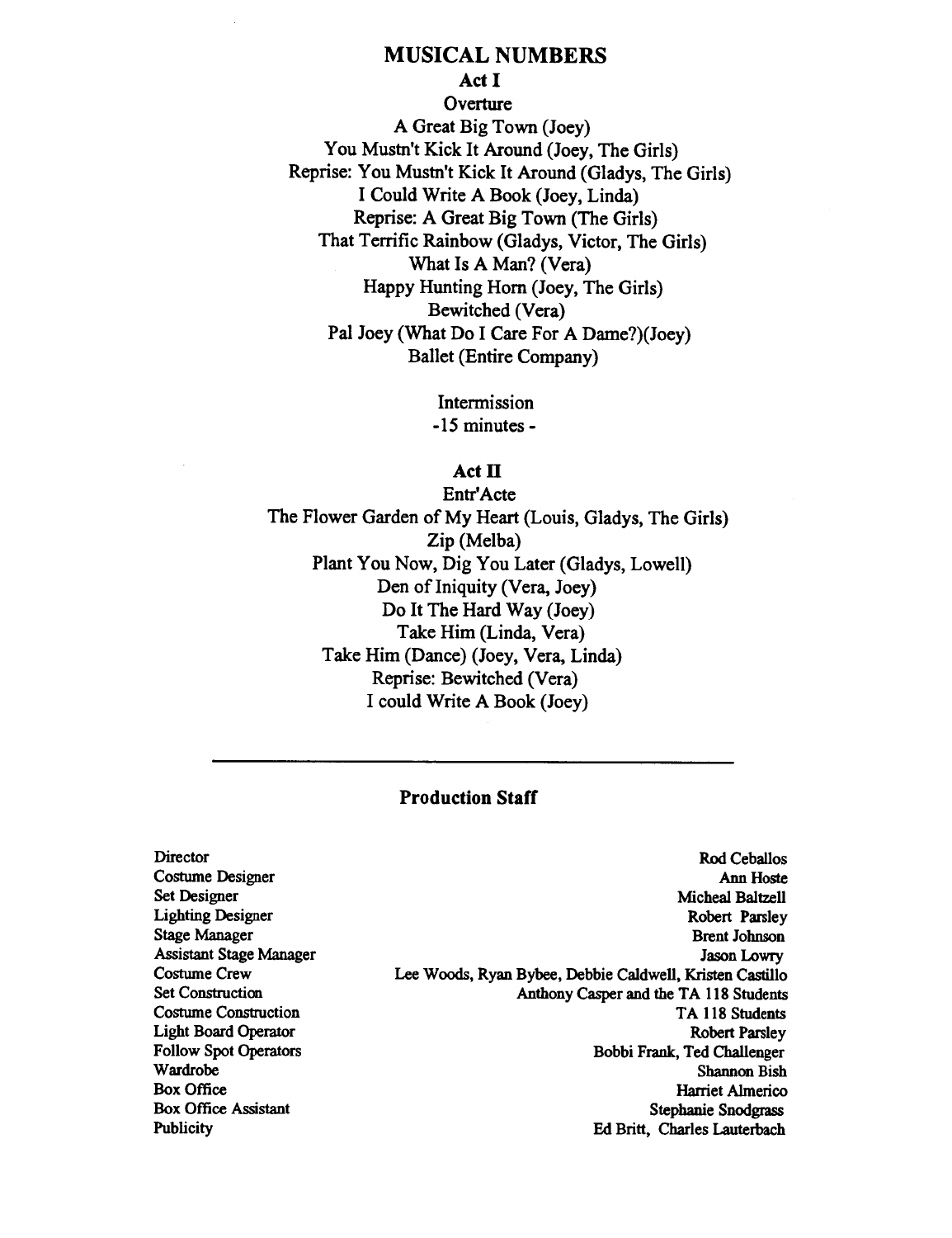# MUSICAL NUMBERS

## Act I

Overture

A Great Big Town (Joey)

You Mustn't Kick It Around (Joey, The Girls)

Reprise: You Mustn't Kick It Around (Gladys, The Girls)

I Could Write A Book (Joey, Linda)

Reprise: A Great Big Town (The Girls)

That Terrific Rainbow (Gladys, Victor, The Girls)

What Is A Man? (Vera)

Happy Hunting Horn (Joey, The Girls)

Bewitched (Vera)

Pal Joey (What Do I Care For A Dame?)(Joey)

Ballet (Entire Company)

Intermission
-15 minutes -

## Act II

Entr'Acte

The Flower Garden of My Heart (Louis, Gladys, The Girls)

Zip (Melba)

Plant You Now, Dig You Later (Gladys, Lowell)

Den of Iniquity (Vera, Joey)

Do It The Hard Way (Joey)

Take Him (Linda, Vera)

Take Him (Dance) (Joey, Vera, Linda)

Reprise: Bewitched (Vera)

I could Write A Book (Joey)

---

## Production Staff

| | |
|---|---|
| Director | Rod Ceballos |
| Costume Designer | Ann Hoste |
| Set Designer | Micheal Baltzell |
| Lighting Designer | Robert Parsley |
| Stage Manager | Brent Johnson |
| Assistant Stage Manager | Jason Lowry |
| Costume Crew | Lee Woods, Ryan Bybee, Debbie Caldwell, Kristen Castillo |
| Set Construction | Anthony Casper and the TA 118 Students |
| Costume Construction | TA 118 Students |
| Light Board Operator | Robert Parsley |
| Follow Spot Operators | Bobbi Frank, Ted Challenger |
| Wardrobe | Shannon Bish |
| Box Office | Harriet Almerico |
| Box Office Assistant | Stephanie Snodgrass |
| Publicity | Ed Britt, Charles Lauterbach |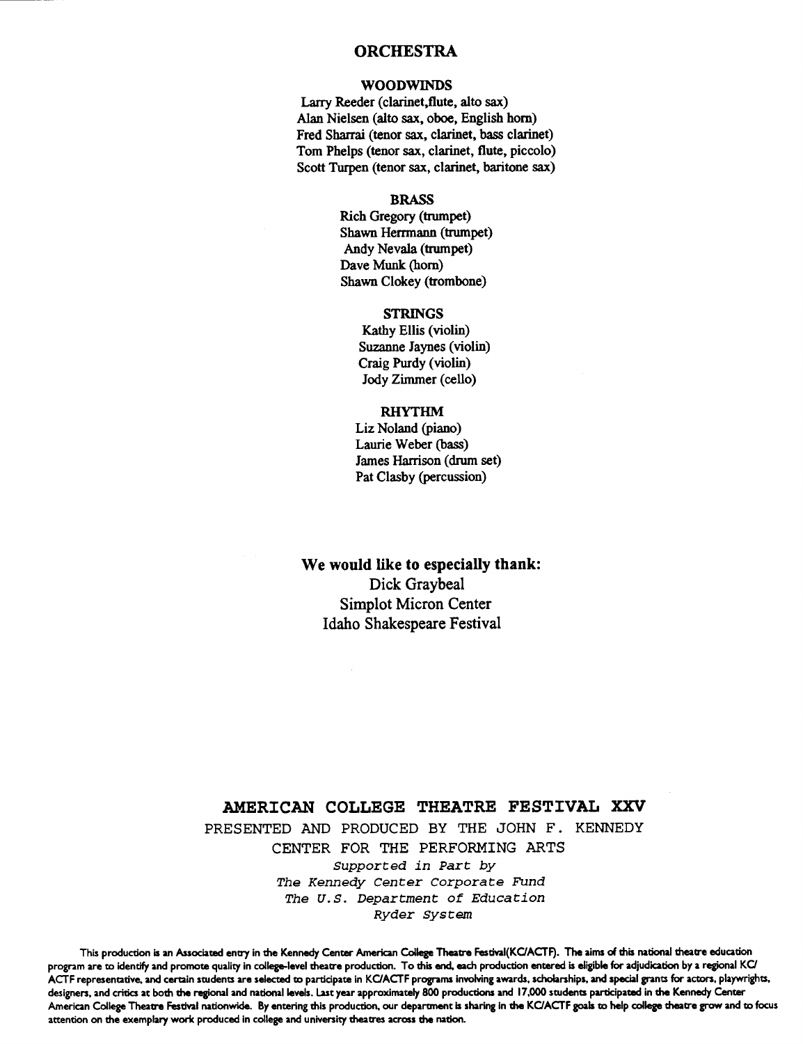## ORCHESTRA

### WOODWINDS

Larry Reeder (clarinet,flute, alto sax)
Alan Nielsen (alto sax, oboe, English horn)
Fred Sharrai (tenor sax, clarinet, bass clarinet)
Tom Phelps (tenor sax, clarinet, flute, piccolo)
Scott Turpen (tenor sax, clarinet, baritone sax)

### BRASS

Rich Gregory (trumpet)
Shawn Herrmann (trumpet)
Andy Nevala (trumpet)
Dave Munk (horn)
Shawn Clokey (trombone)

### STRINGS

Kathy Ellis (violin)
Suzanne Jaynes (violin)
Craig Purdy (violin)
Jody Zimmer (cello)

### RHYTHM

Liz Noland (piano)
Laurie Weber (bass)
James Harrison (drum set)
Pat Clasby (percussion)

**We would like to especially thank:**

Dick Graybeal
Simplot Micron Center
Idaho Shakespeare Festival

**AMERICAN COLLEGE THEATRE FESTIVAL XXV**

PRESENTED AND PRODUCED BY THE JOHN F. KENNEDY CENTER FOR THE PERFORMING ARTS

*Supported in Part by*
*The Kennedy Center Corporate Fund*
*The U.S. Department of Education*
*Ryder System*

This production is an Associated entry in the Kennedy Center American College Theatre Festival(KC/ACTF). The aims of this national theatre education program are to identify and promote quality in college-level theatre production. To this end, each production entered is eligible for adjudication by a regional KC/ACTF representative, and certain students are selected to participate in KC/ACTF programs involving awards, scholarships, and special grants for actors, playwrights, designers, and critics at both the regional and national levels. Last year approximately 800 productions and 17,000 students participated in the Kennedy Center American College Theatre Festival nationwide. By entering this production, our department is sharing in the KC/ACTF goals to help college theatre grow and to focus attention on the exemplary work produced in college and university theatres across the nation.